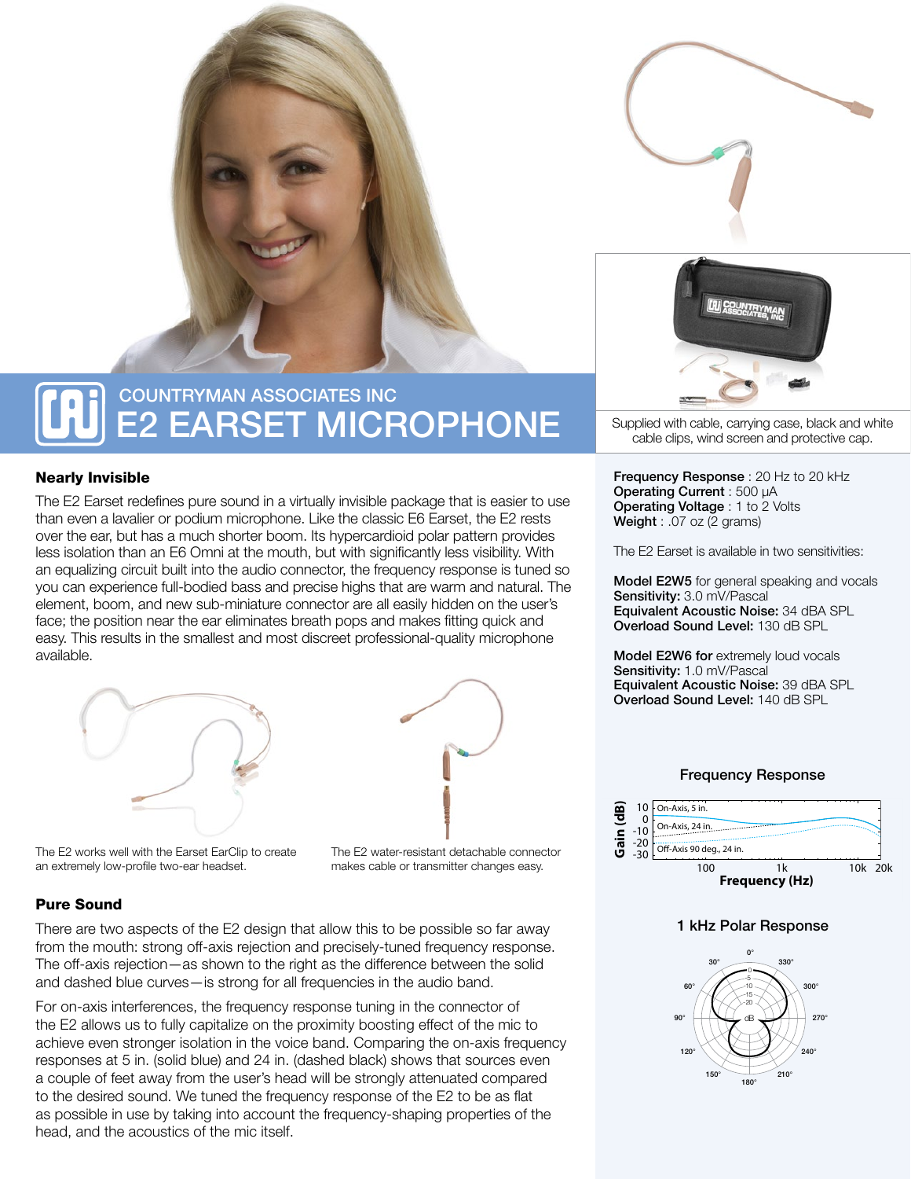# COUNTRYMAN ASSOCIATES INC
# E2 EARSET MICROPHONE

Supplied with cable, carrying case, black and white cable clips, wind screen and protective cap.

## Nearly Invisible

The E2 Earset redefines pure sound in a virtually invisible package that is easier to use than even a lavalier or podium microphone. Like the classic E6 Earset, the E2 rests over the ear, but has a much shorter boom. Its hypercardioid polar pattern provides less isolation than an E6 Omni at the mouth, but with significantly less visibility. With an equalizing circuit built into the audio connector, the frequency response is tuned so you can experience full-bodied bass and precise highs that are warm and natural. The element, boom, and new sub-miniature connector are all easily hidden on the user's face; the position near the ear eliminates breath pops and makes fitting quick and easy. This results in the smallest and most discreet professional-quality microphone available.

The E2 works well with the Earset EarClip to create an extremely low-profile two-ear headset.

The E2 water-resistant detachable connector makes cable or transmitter changes easy.

## Pure Sound

There are two aspects of the E2 design that allow this to be possible so far away from the mouth: strong off-axis rejection and precisely-tuned frequency response. The off-axis rejection—as shown to the right as the difference between the solid and dashed blue curves—is strong for all frequencies in the audio band.

For on-axis interferences, the frequency response tuning in the connector of the E2 allows us to fully capitalize on the proximity boosting effect of the mic to achieve even stronger isolation in the voice band. Comparing the on-axis frequency responses at 5 in. (solid blue) and 24 in. (dashed black) shows that sources even a couple of feet away from the user's head will be strongly attenuated compared to the desired sound. We tuned the frequency response of the E2 to be as flat as possible in use by taking into account the frequency-shaping properties of the head, and the acoustics of the mic itself.

**Frequency Response** : 20 Hz to 20 kHz
**Operating Current** : 500 µA
**Operating Voltage** : 1 to 2 Volts
**Weight** : .07 oz (2 grams)

The E2 Earset is available in two sensitivities:

**Model E2W5** for general speaking and vocals
**Sensitivity:** 3.0 mV/Pascal
**Equivalent Acoustic Noise:** 34 dBA SPL
**Overload Sound Level:** 130 dB SPL

**Model E2W6 for** extremely loud vocals
**Sensitivity:** 1.0 mV/Pascal
**Equivalent Acoustic Noise:** 39 dBA SPL
**Overload Sound Level:** 140 dB SPL

### Frequency Response

Gain (dB): 10, 0, -10, -20, -30
On-Axis, 5 in.
On-Axis, 24 in.
Off-Axis 90 deg., 24 in.
Frequency (Hz): 100, 1k, 10k, 20k

### 1 kHz Polar Response

0°, 30°, 60°, 90°, 120°, 150°, 180°, 210°, 240°, 270°, 300°, 330°
dB: 0, -5, -10, -15, -20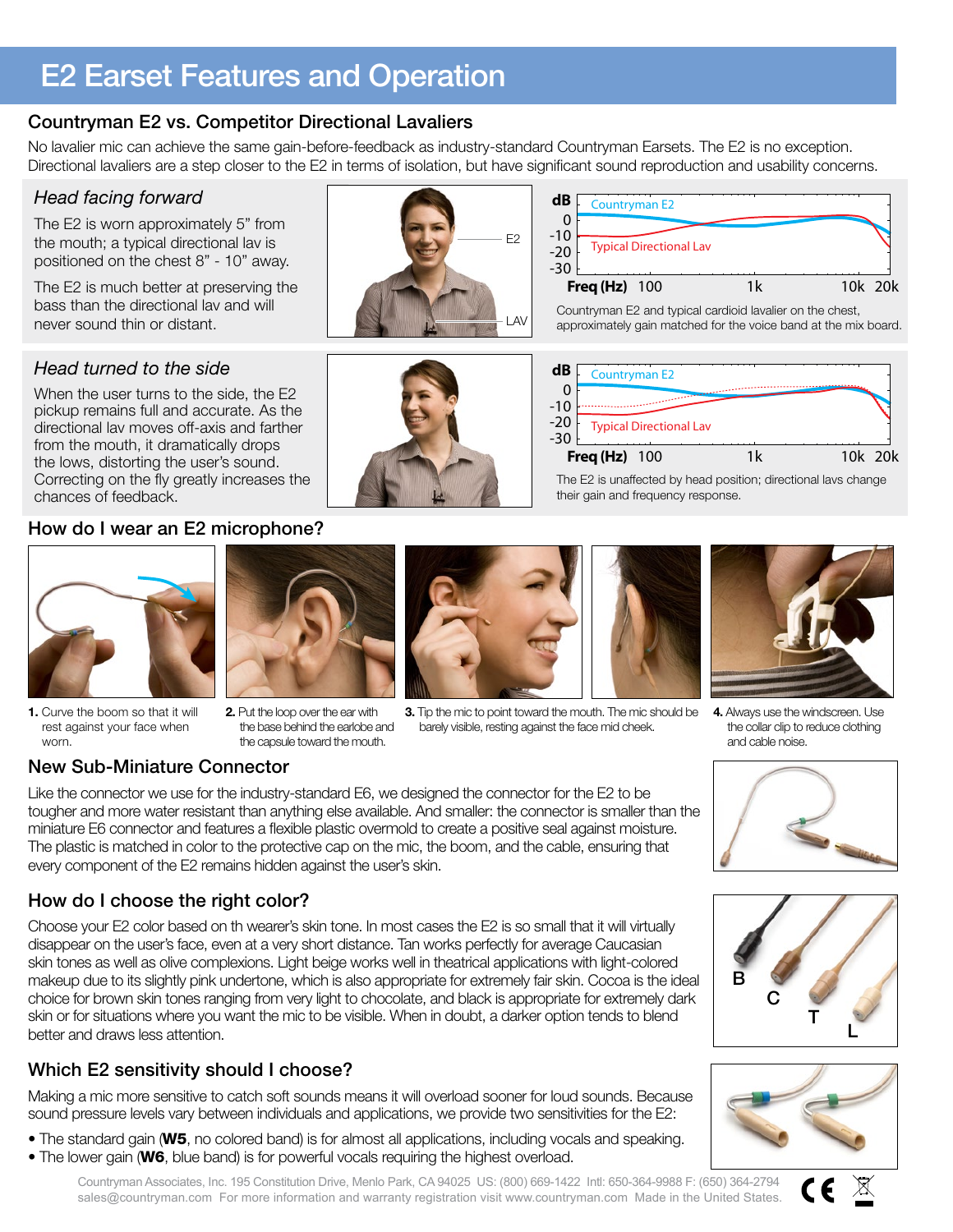# E2 Earset Features and Operation

## Countryman E2 vs. Competitor Directional Lavaliers

No lavalier mic can achieve the same gain-before-feedback as industry-standard Countryman Earsets. The E2 is no exception. Directional lavaliers are a step closer to the E2 in terms of isolation, but have significant sound reproduction and usability concerns.

### *Head facing forward*

The E2 is worn approximately 5" from the mouth; a typical directional lav is positioned on the chest 8" - 10" away.

The E2 is much better at preserving the bass than the directional lav and will never sound thin or distant.

E2

LAV

dB
0
-10
-20
-30
Countryman E2
Typical Directional Lav
Freq (Hz) 100 1k 10k 20k

Countryman E2 and typical cardioid lavalier on the chest, approximately gain matched for the voice band at the mix board.

### *Head turned to the side*

When the user turns to the side, the E2 pickup remains full and accurate. As the directional lav moves off-axis and farther from the mouth, it dramatically drops the lows, distorting the user's sound. Correcting on the fly greatly increases the chances of feedback.

dB
0
-10
-20
-30
Countryman E2
Typical Directional Lav
Freq (Hz) 100 1k 10k 20k

The E2 is unaffected by head position; directional lavs change their gain and frequency response.

## How do I wear an E2 microphone?

**1.** Curve the boom so that it will rest against your face when worn.

**2.** Put the loop over the ear with the base behind the earlobe and the capsule toward the mouth.

**3.** Tip the mic to point toward the mouth. The mic should be barely visible, resting against the face mid cheek.

**4.** Always use the windscreen. Use the collar clip to reduce clothing and cable noise.

## New Sub-Miniature Connector

Like the connector we use for the industry-standard E6, we designed the connector for the E2 to be tougher and more water resistant than anything else available. And smaller: the connector is smaller than the miniature E6 connector and features a flexible plastic overmold to create a positive seal against moisture. The plastic is matched in color to the protective cap on the mic, the boom, and the cable, ensuring that every component of the E2 remains hidden against the user's skin.

## How do I choose the right color?

Choose your E2 color based on th wearer's skin tone. In most cases the E2 is so small that it will virtually disappear on the user's face, even at a very short distance. Tan works perfectly for average Caucasian skin tones as well as olive complexions. Light beige works well in theatrical applications with light-colored makeup due to its slightly pink undertone, which is also appropriate for extremely fair skin. Cocoa is the ideal choice for brown skin tones ranging from very light to chocolate, and black is appropriate for extremely dark skin or for situations where you want the mic to be visible. When in doubt, a darker option tends to blend better and draws less attention.

B C T L

## Which E2 sensitivity should I choose?

Making a mic more sensitive to catch soft sounds means it will overload sooner for loud sounds. Because sound pressure levels vary between individuals and applications, we provide two sensitivities for the E2:

- The standard gain (**W5**, no colored band) is for almost all applications, including vocals and speaking.
- The lower gain (**W6**, blue band) is for powerful vocals requiring the highest overload.

Countryman Associates, Inc. 195 Constitution Drive, Menlo Park, CA 94025 US: (800) 669-1422 Intl: 650-364-9988 F: (650) 364-2794
sales@countryman.com For more information and warranty registration visit www.countryman.com Made in the United States.